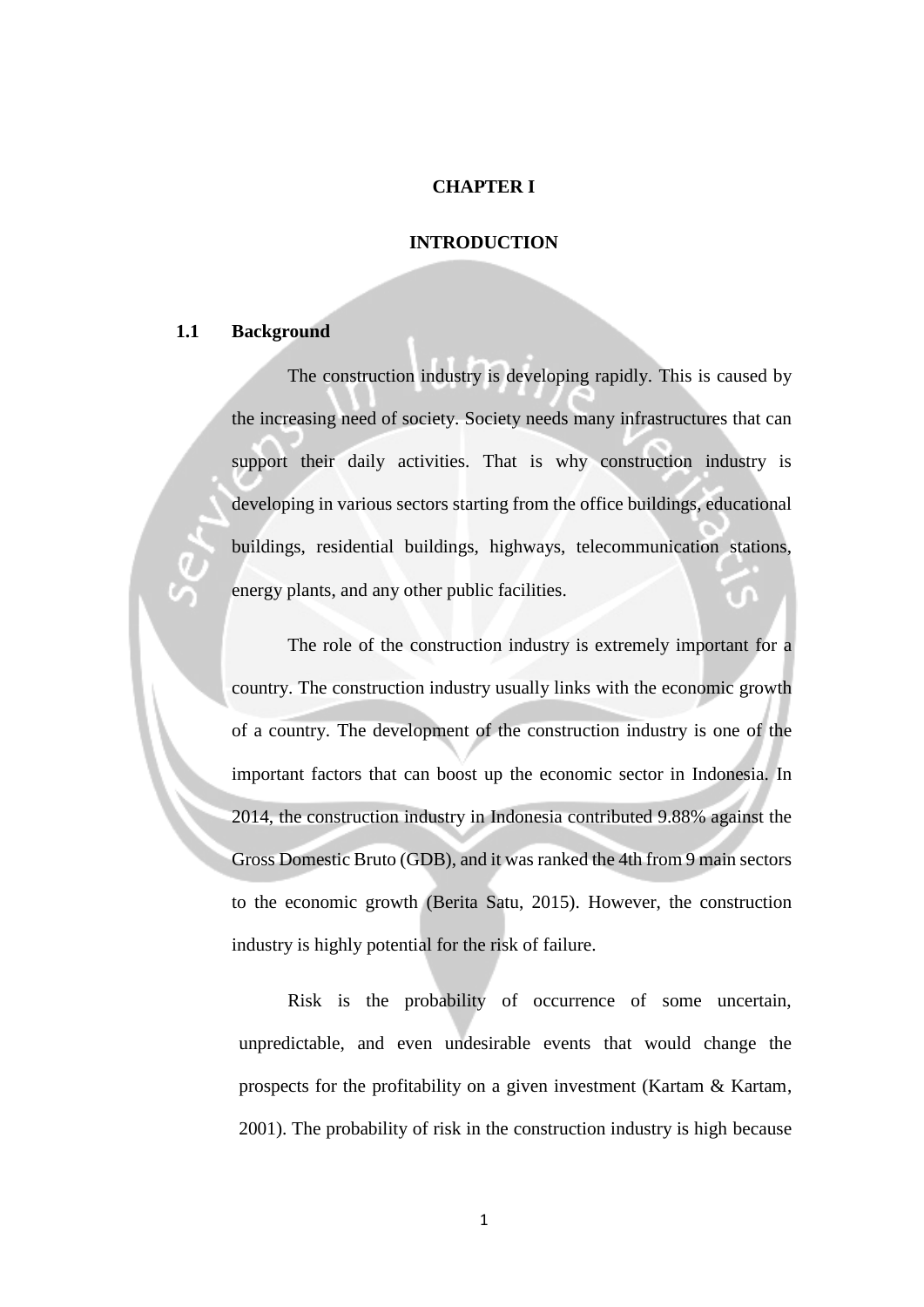# CHAPTER I

# INTRODUCTION

## 1.1 Background

The construction industry is developing rapidly. This is caused by the increasing need of society. Society needs many infrastructures that can support their daily activities. That is why construction industry is developing in various sectors starting from the office buildings, educational buildings, residential buildings, highways, telecommunication stations, energy plants, and any other public facilities.

The role of the construction industry is extremely important for a country. The construction industry usually links with the economic growth of a country. The development of the construction industry is one of the important factors that can boost up the economic sector in Indonesia. In 2014, the construction industry in Indonesia contributed 9.88% against the Gross Domestic Bruto (GDB), and it was ranked the 4th from 9 main sectors to the economic growth (Berita Satu, 2015). However, the construction industry is highly potential for the risk of failure.

Risk is the probability of occurrence of some uncertain, unpredictable, and even undesirable events that would change the prospects for the profitability on a given investment (Kartam & Kartam, 2001). The probability of risk in the construction industry is high because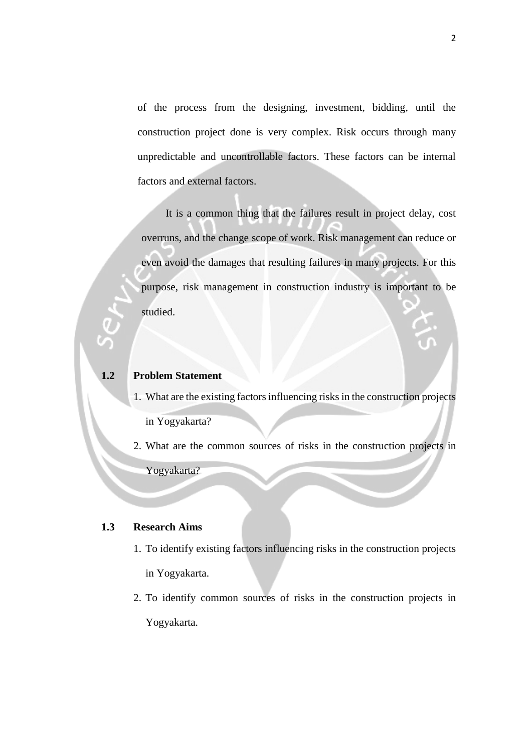of the process from the designing, investment, bidding, until the construction project done is very complex. Risk occurs through many unpredictable and uncontrollable factors. These factors can be internal factors and external factors.

It is a common thing that the failures result in project delay, cost overruns, and the change scope of work. Risk management can reduce or even avoid the damages that resulting failures in many projects. For this purpose, risk management in construction industry is important to be studied.

## 1.2 Problem Statement

1. What are the existing factors influencing risks in the construction projects in Yogyakarta?
2. What are the common sources of risks in the construction projects in Yogyakarta?

## 1.3 Research Aims

1. To identify existing factors influencing risks in the construction projects in Yogyakarta.
2. To identify common sources of risks in the construction projects in Yogyakarta.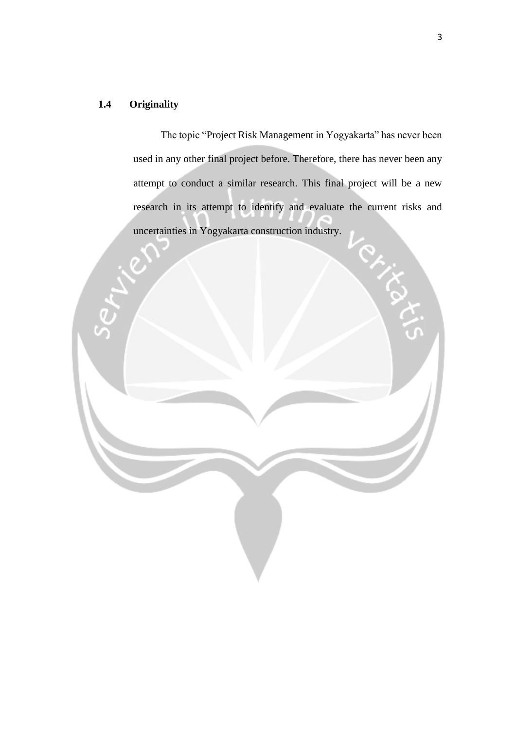## 1.4 Originality

The topic "Project Risk Management in Yogyakarta" has never been used in any other final project before. Therefore, there has never been any attempt to conduct a similar research. This final project will be a new research in its attempt to identify and evaluate the current risks and uncertainties in Yogyakarta construction industry.